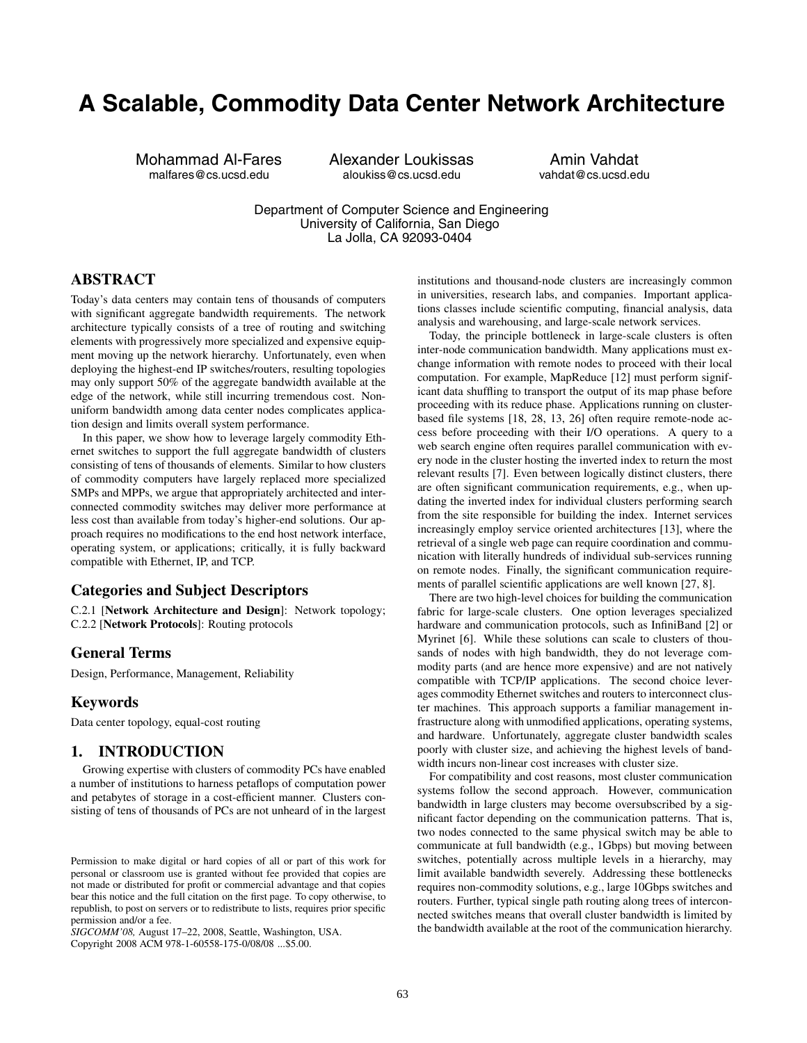# A Scalable, Commodity Data Center Network Architecture

Mohammad Al-Fares
malfares@cs.ucsd.edu

Alexander Loukissas
aloukiss@cs.ucsd.edu

Amin Vahdat
vahdat@cs.ucsd.edu

Department of Computer Science and Engineering
University of California, San Diego
La Jolla, CA 92093-0404

## ABSTRACT

Today's data centers may contain tens of thousands of computers with significant aggregate bandwidth requirements. The network architecture typically consists of a tree of routing and switching elements with progressively more specialized and expensive equipment moving up the network hierarchy. Unfortunately, even when deploying the highest-end IP switches/routers, resulting topologies may only support 50% of the aggregate bandwidth available at the edge of the network, while still incurring tremendous cost. Non-uniform bandwidth among data center nodes complicates application design and limits overall system performance.

In this paper, we show how to leverage largely commodity Ethernet switches to support the full aggregate bandwidth of clusters consisting of tens of thousands of elements. Similar to how clusters of commodity computers have largely replaced more specialized SMPs and MPPs, we argue that appropriately architected and interconnected commodity switches may deliver more performance at less cost than available from today's higher-end solutions. Our approach requires no modifications to the end host network interface, operating system, or applications; critically, it is fully backward compatible with Ethernet, IP, and TCP.

### Categories and Subject Descriptors

C.2.1 [**Network Architecture and Design**]: Network topology; C.2.2 [**Network Protocols**]: Routing protocols

### General Terms

Design, Performance, Management, Reliability

### Keywords

Data center topology, equal-cost routing

## 1. INTRODUCTION

Growing expertise with clusters of commodity PCs have enabled a number of institutions to harness petaflops of computation power and petabytes of storage in a cost-efficient manner. Clusters consisting of tens of thousands of PCs are not unheard of in the largest institutions and thousand-node clusters are increasingly common in universities, research labs, and companies. Important applications classes include scientific computing, financial analysis, data analysis and warehousing, and large-scale network services.

Today, the principle bottleneck in large-scale clusters is often inter-node communication bandwidth. Many applications must exchange information with remote nodes to proceed with their local computation. For example, MapReduce [12] must perform significant data shuffling to transport the output of its map phase before proceeding with its reduce phase. Applications running on cluster-based file systems [18, 28, 13, 26] often require remote-node access before proceeding with their I/O operations. A query to a web search engine often requires parallel communication with every node in the cluster hosting the inverted index to return the most relevant results [7]. Even between logically distinct clusters, there are often significant communication requirements, e.g., when updating the inverted index for individual clusters performing search from the site responsible for building the index. Internet services increasingly employ service oriented architectures [13], where the retrieval of a single web page can require coordination and communication with literally hundreds of individual sub-services running on remote nodes. Finally, the significant communication requirements of parallel scientific applications are well known [27, 8].

There are two high-level choices for building the communication fabric for large-scale clusters. One option leverages specialized hardware and communication protocols, such as InfiniBand [2] or Myrinet [6]. While these solutions can scale to clusters of thousands of nodes with high bandwidth, they do not leverage commodity parts (and are hence more expensive) and are not natively compatible with TCP/IP applications. The second choice leverages commodity Ethernet switches and routers to interconnect cluster machines. This approach supports a familiar management infrastructure along with unmodified applications, operating systems, and hardware. Unfortunately, aggregate cluster bandwidth scales poorly with cluster size, and achieving the highest levels of bandwidth incurs non-linear cost increases with cluster size.

For compatibility and cost reasons, most cluster communication systems follow the second approach. However, communication bandwidth in large clusters may become oversubscribed by a significant factor depending on the communication patterns. That is, two nodes connected to the same physical switch may be able to communicate at full bandwidth (e.g., 1Gbps) but moving between switches, potentially across multiple levels in a hierarchy, may limit available bandwidth severely. Addressing these bottlenecks requires non-commodity solutions, e.g., large 10Gbps switches and routers. Further, typical single path routing along trees of interconnected switches means that overall cluster bandwidth is limited by the bandwidth available at the root of the communication hierarchy.

Permission to make digital or hard copies of all or part of this work for personal or classroom use is granted without fee provided that copies are not made or distributed for profit or commercial advantage and that copies bear this notice and the full citation on the first page. To copy otherwise, to republish, to post on servers or to redistribute to lists, requires prior specific permission and/or a fee.
*SIGCOMM'08,* August 17–22, 2008, Seattle, Washington, USA.
Copyright 2008 ACM 978-1-60558-175-0/08/08 ...$5.00.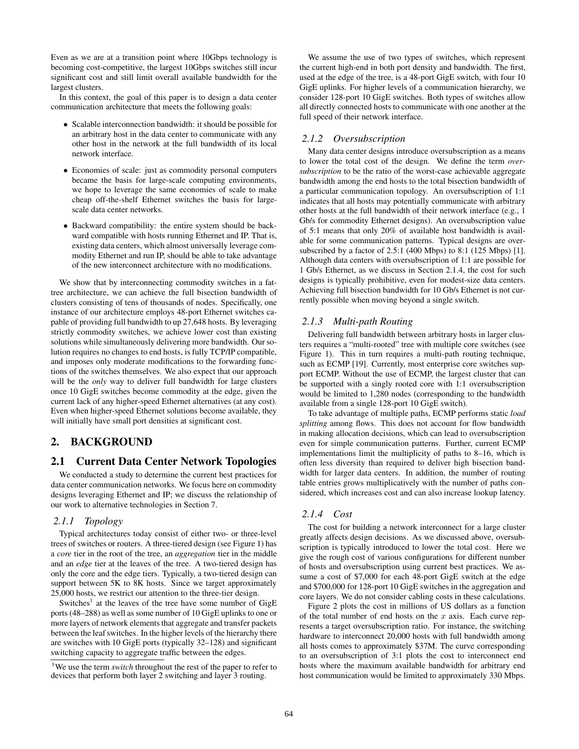Even as we are at a transition point where 10Gbps technology is becoming cost-competitive, the largest 10Gbps switches still incur significant cost and still limit overall available bandwidth for the largest clusters.

In this context, the goal of this paper is to design a data center communication architecture that meets the following goals:

- Scalable interconnection bandwidth: it should be possible for an arbitrary host in the data center to communicate with any other host in the network at the full bandwidth of its local network interface.
- Economies of scale: just as commodity personal computers became the basis for large-scale computing environments, we hope to leverage the same economies of scale to make cheap off-the-shelf Ethernet switches the basis for large-scale data center networks.
- Backward compatibility: the entire system should be backward compatible with hosts running Ethernet and IP. That is, existing data centers, which almost universally leverage commodity Ethernet and run IP, should be able to take advantage of the new interconnect architecture with no modifications.

We show that by interconnecting commodity switches in a fat-tree architecture, we can achieve the full bisection bandwidth of clusters consisting of tens of thousands of nodes. Specifically, one instance of our architecture employs 48-port Ethernet switches capable of providing full bandwidth to up 27,648 hosts. By leveraging strictly commodity switches, we achieve lower cost than existing solutions while simultaneously delivering more bandwidth. Our solution requires no changes to end hosts, is fully TCP/IP compatible, and imposes only moderate modifications to the forwarding functions of the switches themselves. We also expect that our approach will be the *only* way to deliver full bandwidth for large clusters once 10 GigE switches become commodity at the edge, given the current lack of any higher-speed Ethernet alternatives (at any cost). Even when higher-speed Ethernet solutions become available, they will initially have small port densities at significant cost.

## 2. BACKGROUND

### 2.1 Current Data Center Network Topologies

We conducted a study to determine the current best practices for data center communication networks. We focus here on commodity designs leveraging Ethernet and IP; we discuss the relationship of our work to alternative technologies in Section 7.

#### 2.1.1 Topology

Typical architectures today consist of either two- or three-level trees of switches or routers. A three-tiered design (see Figure 1) has a *core* tier in the root of the tree, an *aggregation* tier in the middle and an *edge* tier at the leaves of the tree. A two-tiered design has only the core and the edge tiers. Typically, a two-tiered design can support between 5K to 8K hosts. Since we target approximately 25,000 hosts, we restrict our attention to the three-tier design.

Switches[1] at the leaves of the tree have some number of GigE ports (48–288) as well as some number of 10 GigE uplinks to one or more layers of network elements that aggregate and transfer packets between the leaf switches. In the higher levels of the hierarchy there are switches with 10 GigE ports (typically 32–128) and significant switching capacity to aggregate traffic between the edges.

[1]We use the term *switch* throughout the rest of the paper to refer to devices that perform both layer 2 switching and layer 3 routing.

We assume the use of two types of switches, which represent the current high-end in both port density and bandwidth. The first, used at the edge of the tree, is a 48-port GigE switch, with four 10 GigE uplinks. For higher levels of a communication hierarchy, we consider 128-port 10 GigE switches. Both types of switches allow all directly connected hosts to communicate with one another at the full speed of their network interface.

#### 2.1.2 Oversubscription

Many data center designs introduce oversubscription as a means to lower the total cost of the design. We define the term *oversubscription* to be the ratio of the worst-case achievable aggregate bandwidth among the end hosts to the total bisection bandwidth of a particular communication topology. An oversubscription of 1:1 indicates that all hosts may potentially communicate with arbitrary other hosts at the full bandwidth of their network interface (e.g., 1 Gb/s for commodity Ethernet designs). An oversubscription value of 5:1 means that only 20% of available host bandwidth is available for some communication patterns. Typical designs are oversubscribed by a factor of 2.5:1 (400 Mbps) to 8:1 (125 Mbps) [1]. Although data centers with oversubscription of 1:1 are possible for 1 Gb/s Ethernet, as we discuss in Section 2.1.4, the cost for such designs is typically prohibitive, even for modest-size data centers. Achieving full bisection bandwidth for 10 Gb/s Ethernet is not currently possible when moving beyond a single switch.

#### 2.1.3 Multi-path Routing

Delivering full bandwidth between arbitrary hosts in larger clusters requires a "multi-rooted" tree with multiple core switches (see Figure 1). This in turn requires a multi-path routing technique, such as ECMP [19]. Currently, most enterprise core switches support ECMP. Without the use of ECMP, the largest cluster that can be supported with a singly rooted core with 1:1 oversubscription would be limited to 1,280 nodes (corresponding to the bandwidth available from a single 128-port 10 GigE switch).

To take advantage of multiple paths, ECMP performs static *load splitting* among flows. This does not account for flow bandwidth in making allocation decisions, which can lead to oversubscription even for simple communication patterns. Further, current ECMP implementations limit the multiplicity of paths to 8–16, which is often less diversity than required to deliver high bisection bandwidth for larger data centers. In addition, the number of routing table entries grows multiplicatively with the number of paths considered, which increases cost and can also increase lookup latency.

#### 2.1.4 Cost

The cost for building a network interconnect for a large cluster greatly affects design decisions. As we discussed above, oversubscription is typically introduced to lower the total cost. Here we give the rough cost of various configurations for different number of hosts and oversubscription using current best practices. We assume a cost of $7,000 for each 48-port GigE switch at the edge and $700,000 for 128-port 10 GigE switches in the aggregation and core layers. We do not consider cabling costs in these calculations.

Figure 2 plots the cost in millions of US dollars as a function of the total number of end hosts on the $x$ axis. Each curve represents a target oversubscription ratio. For instance, the switching hardware to interconnect 20,000 hosts with full bandwidth among all hosts comes to approximately $37M. The curve corresponding to an oversubscription of 3:1 plots the cost to interconnect end hosts where the maximum available bandwidth for arbitrary end host communication would be limited to approximately 330 Mbps.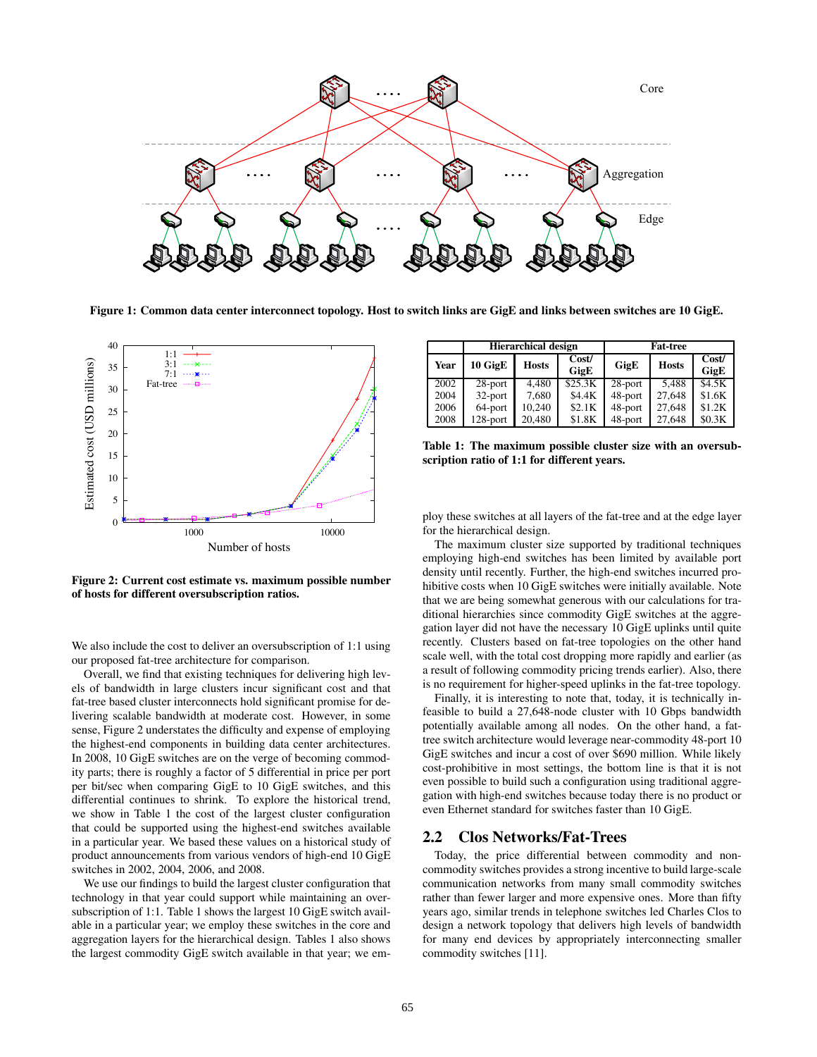Figure 1: Common data center interconnect topology. Host to switch links are GigE and links between switches are 10 GigE.

Figure 2: Current cost estimate vs. maximum possible number of hosts for different oversubscription ratios.

| Year | Hierarchical design | | | Fat-tree | | |
|---|---|---|---|---|---|---|
| | 10 GigE | Hosts | Cost/ GigE | GigE | Hosts | Cost/ GigE |
| 2002 | 28-port | 4,480 | $25.3K | 28-port | 5,488 | $4.5K |
| 2004 | 32-port | 7,680 | $4.4K | 48-port | 27,648 | $1.6K |
| 2006 | 64-port | 10,240 | $2.1K | 48-port | 27,648 | $1.2K |
| 2008 | 128-port | 20,480 | $1.8K | 48-port | 27,648 | $0.3K |

Table 1: The maximum possible cluster size with an oversubscription ratio of 1:1 for different years.

We also include the cost to deliver an oversubscription of 1:1 using our proposed fat-tree architecture for comparison.

Overall, we find that existing techniques for delivering high levels of bandwidth in large clusters incur significant cost and that fat-tree based cluster interconnects hold significant promise for delivering scalable bandwidth at moderate cost. However, in some sense, Figure 2 understates the difficulty and expense of employing the highest-end components in building data center architectures. In 2008, 10 GigE switches are on the verge of becoming commodity parts; there is roughly a factor of 5 differential in price per port per bit/sec when comparing GigE to 10 GigE switches, and this differential continues to shrink. To explore the historical trend, we show in Table 1 the cost of the largest cluster configuration that could be supported using the highest-end switches available in a particular year. We based these values on a historical study of product announcements from various vendors of high-end 10 GigE switches in 2002, 2004, 2006, and 2008.

We use our findings to build the largest cluster configuration that technology in that year could support while maintaining an oversubscription of 1:1. Table 1 shows the largest 10 GigE switch available in a particular year; we employ these switches in the core and aggregation layers for the hierarchical design. Tables 1 also shows the largest commodity GigE switch available in that year; we employ these switches at all layers of the fat-tree and at the edge layer for the hierarchical design.

The maximum cluster size supported by traditional techniques employing high-end switches has been limited by available port density until recently. Further, the high-end switches incurred prohibitive costs when 10 GigE switches were initially available. Note that we are being somewhat generous with our calculations for traditional hierarchies since commodity GigE switches at the aggregation layer did not have the necessary 10 GigE uplinks until quite recently. Clusters based on fat-tree topologies on the other hand scale well, with the total cost dropping more rapidly and earlier (as a result of following commodity pricing trends earlier). Also, there is no requirement for higher-speed uplinks in the fat-tree topology.

Finally, it is interesting to note that, today, it is technically infeasible to build a 27,648-node cluster with 10 Gbps bandwidth potentially available among all nodes. On the other hand, a fat-tree switch architecture would leverage near-commodity 48-port 10 GigE switches and incur a cost of over $690 million. While likely cost-prohibitive in most settings, the bottom line is that it is not even possible to build such a configuration using traditional aggregation with high-end switches because today there is no product or even Ethernet standard for switches faster than 10 GigE.

## 2.2 Clos Networks/Fat-Trees

Today, the price differential between commodity and non-commodity switches provides a strong incentive to build large-scale communication networks from many small commodity switches rather than fewer larger and more expensive ones. More than fifty years ago, similar trends in telephone switches led Charles Clos to design a network topology that delivers high levels of bandwidth for many end devices by appropriately interconnecting smaller commodity switches [11].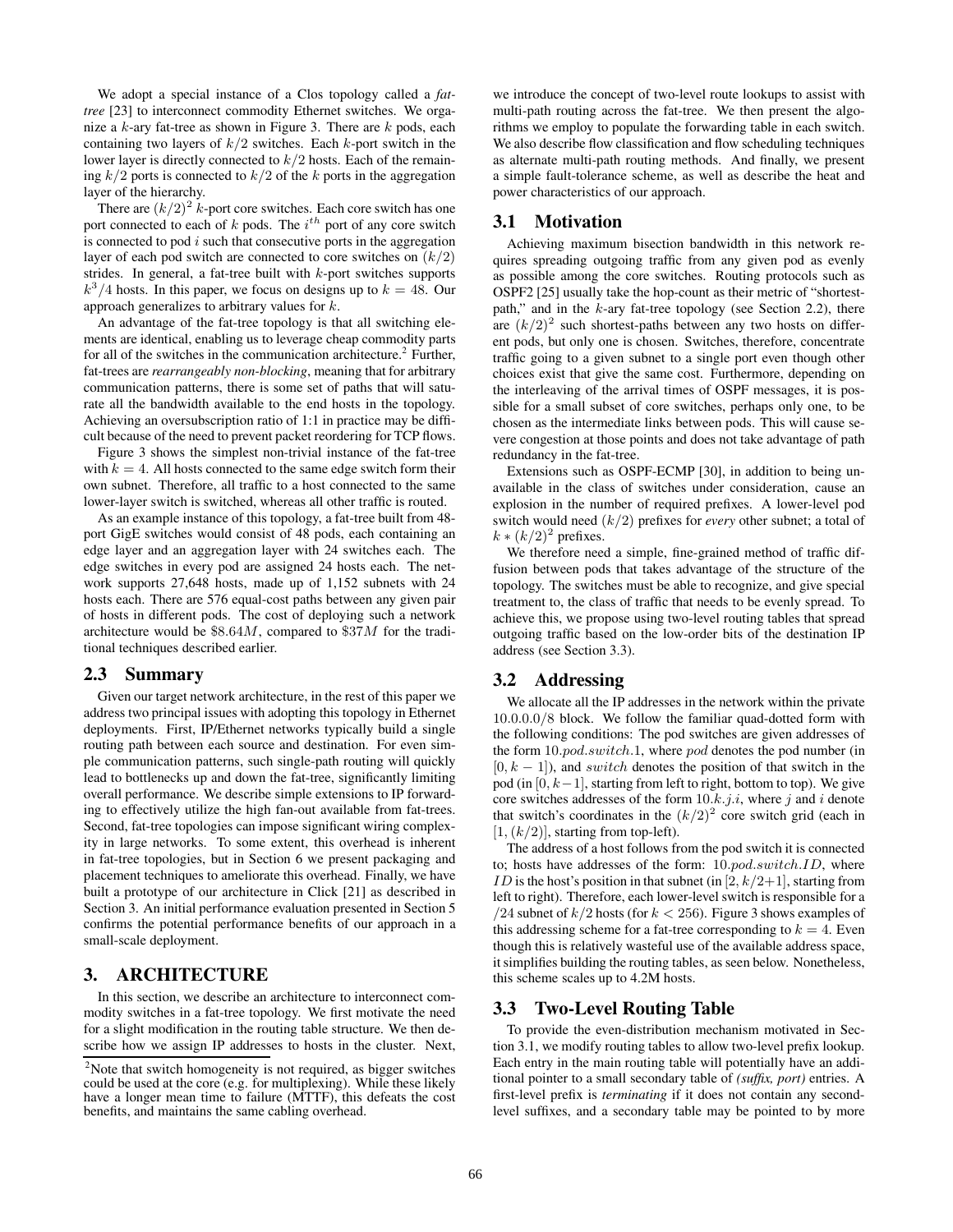We adopt a special instance of a Clos topology called a *fat-tree* [23] to interconnect commodity Ethernet switches. We organize a $k$-ary fat-tree as shown in Figure 3. There are $k$ pods, each containing two layers of $k/2$ switches. Each $k$-port switch in the lower layer is directly connected to $k/2$ hosts. Each of the remaining $k/2$ ports is connected to $k/2$ of the $k$ ports in the aggregation layer of the hierarchy.

There are $(k/2)^2$ $k$-port core switches. Each core switch has one port connected to each of $k$ pods. The $i^{th}$ port of any core switch is connected to pod $i$ such that consecutive ports in the aggregation layer of each pod switch are connected to core switches on $(k/2)$ strides. In general, a fat-tree built with $k$-port switches supports $k^3/4$ hosts. In this paper, we focus on designs up to $k = 48$. Our approach generalizes to arbitrary values for $k$.

An advantage of the fat-tree topology is that all switching elements are identical, enabling us to leverage cheap commodity parts for all of the switches in the communication architecture.[2] Further, fat-trees are *rearrangeably non-blocking*, meaning that for arbitrary communication patterns, there is some set of paths that will saturate all the bandwidth available to the end hosts in the topology. Achieving an oversubscription ratio of 1:1 in practice may be difficult because of the need to prevent packet reordering for TCP flows.

Figure 3 shows the simplest non-trivial instance of the fat-tree with $k = 4$. All hosts connected to the same edge switch form their own subnet. Therefore, all traffic to a host connected to the same lower-layer switch is switched, whereas all other traffic is routed.

As an example instance of this topology, a fat-tree built from 48-port GigE switches would consist of 48 pods, each containing an edge layer and an aggregation layer with 24 switches each. The edge switches in every pod are assigned 24 hosts each. The network supports 27,648 hosts, made up of 1,152 subnets with 24 hosts each. There are 576 equal-cost paths between any given pair of hosts in different pods. The cost of deploying such a network architecture would be $\$8.64M$, compared to $\$37M$ for the traditional techniques described earlier.

## 2.3 Summary

Given our target network architecture, in the rest of this paper we address two principal issues with adopting this topology in Ethernet deployments. First, IP/Ethernet networks typically build a single routing path between each source and destination. For even simple communication patterns, such single-path routing will quickly lead to bottlenecks up and down the fat-tree, significantly limiting overall performance. We describe simple extensions to IP forwarding to effectively utilize the high fan-out available from fat-trees. Second, fat-tree topologies can impose significant wiring complexity in large networks. To some extent, this overhead is inherent in fat-tree topologies, but in Section 6 we present packaging and placement techniques to ameliorate this overhead. Finally, we have built a prototype of our architecture in Click [21] as described in Section 3. An initial performance evaluation presented in Section 5 confirms the potential performance benefits of our approach in a small-scale deployment.

# 3. ARCHITECTURE

In this section, we describe an architecture to interconnect commodity switches in a fat-tree topology. We first motivate the need for a slight modification in the routing table structure. We then describe how we assign IP addresses to hosts in the cluster. Next, we introduce the concept of two-level route lookups to assist with multi-path routing across the fat-tree. We then present the algorithms we employ to populate the forwarding table in each switch. We also describe flow classification and flow scheduling techniques as alternate multi-path routing methods. And finally, we present a simple fault-tolerance scheme, as well as describe the heat and power characteristics of our approach.

## 3.1 Motivation

Achieving maximum bisection bandwidth in this network requires spreading outgoing traffic from any given pod as evenly as possible among the core switches. Routing protocols such as OSPF2 [25] usually take the hop-count as their metric of "shortest-path," and in the $k$-ary fat-tree topology (see Section 2.2), there are $(k/2)^2$ such shortest-paths between any two hosts on different pods, but only one is chosen. Switches, therefore, concentrate traffic going to a given subnet to a single port even though other choices exist that give the same cost. Furthermore, depending on the interleaving of the arrival times of OSPF messages, it is possible for a small subset of core switches, perhaps only one, to be chosen as the intermediate links between pods. This will cause severe congestion at those points and does not take advantage of path redundancy in the fat-tree.

Extensions such as OSPF-ECMP [30], in addition to being unavailable in the class of switches under consideration, cause an explosion in the number of required prefixes. A lower-level pod switch would need $(k/2)$ prefixes for *every* other subnet; a total of $k * (k/2)^2$ prefixes.

We therefore need a simple, fine-grained method of traffic diffusion between pods that takes advantage of the structure of the topology. The switches must be able to recognize, and give special treatment to, the class of traffic that needs to be evenly spread. To achieve this, we propose using two-level routing tables that spread outgoing traffic based on the low-order bits of the destination IP address (see Section 3.3).

## 3.2 Addressing

We allocate all the IP addresses in the network within the private 10.0.0.0/8 block. We follow the familiar quad-dotted form with the following conditions: The pod switches are given addresses of the form $10.pod.switch.1$, where $pod$ denotes the pod number (in $[0, k-1]$), and $switch$ denotes the position of that switch in the pod (in $[0, k-1]$, starting from left to right, bottom to top). We give core switches addresses of the form $10.k.j.i$, where $j$ and $i$ denote that switch's coordinates in the $(k/2)^2$ core switch grid (each in $[1, (k/2)]$, starting from top-left).

The address of a host follows from the pod switch it is connected to; hosts have addresses of the form: $10.pod.switch.ID$, where $ID$ is the host's position in that subnet (in $[2, k/2+1]$, starting from left to right). Therefore, each lower-level switch is responsible for a /24 subnet of $k/2$ hosts (for $k < 256$). Figure 3 shows examples of this addressing scheme for a fat-tree corresponding to $k = 4$. Even though this is relatively wasteful use of the available address space, it simplifies building the routing tables, as seen below. Nonetheless, this scheme scales up to 4.2M hosts.

## 3.3 Two-Level Routing Table

To provide the even-distribution mechanism motivated in Section 3.1, we modify routing tables to allow two-level prefix lookup. Each entry in the main routing table will potentially have an additional pointer to a small secondary table of *(suffix, port)* entries. A first-level prefix is *terminating* if it does not contain any second-level suffixes, and a secondary table may be pointed to by more

[2] Note that switch homogeneity is not required, as bigger switches could be used at the core (e.g. for multiplexing). While these likely have a longer mean time to failure (MTTF), this defeats the cost benefits, and maintains the same cabling overhead.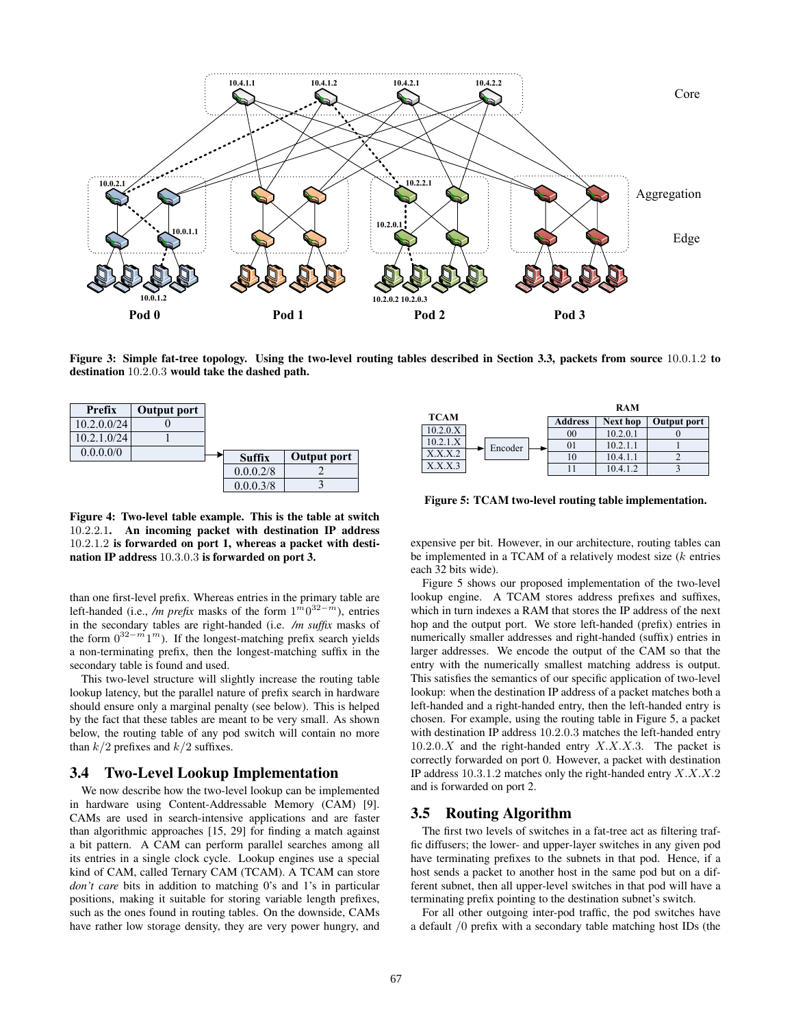Figure 3: Simple fat-tree topology. Using the two-level routing tables described in Section 3.3, packets from source 10.0.1.2 to destination 10.2.0.3 would take the dashed path.

| Prefix | Output port |
|---|---|
| 10.2.0.0/24 | 0 |
| 10.2.1.0/24 | 1 |
| 0.0.0.0/0 | |

| Suffix | Output port |
|---|---|
| 0.0.0.2/8 | 2 |
| 0.0.0.3/8 | 3 |

**Figure 4: Two-level table example. This is the table at switch 10.2.2.1. An incoming packet with destination IP address 10.2.1.2 is forwarded on port 1, whereas a packet with destination IP address 10.3.0.3 is forwarded on port 3.**

| TCAM |
|---|
| 10.2.0.X |
| 10.2.1.X |
| X.X.X.2 |
| X.X.X.3 |

| Address | Next hop | Output port |
|---|---|---|
| 00 | 10.2.0.1 | 0 |
| 01 | 10.2.1.1 | 1 |
| 10 | 10.4.1.1 | 2 |
| 11 | 10.4.1.2 | 3 |

**Figure 5: TCAM two-level routing table implementation.**

than one first-level prefix. Whereas entries in the primary table are left-handed (i.e., */m prefix* masks of the form $1^m0^{32-m}$), entries in the secondary tables are right-handed (i.e. */m suffix* masks of the form $0^{32-m}1^m$). If the longest-matching prefix search yields a non-terminating prefix, then the longest-matching suffix in the secondary table is found and used.

This two-level structure will slightly increase the routing table lookup latency, but the parallel nature of prefix search in hardware should ensure only a marginal penalty (see below). This is helped by the fact that these tables are meant to be very small. As shown below, the routing table of any pod switch will contain no more than $k/2$ prefixes and $k/2$ suffixes.

## 3.4 Two-Level Lookup Implementation

We now describe how the two-level lookup can be implemented in hardware using Content-Addressable Memory (CAM) [9]. CAMs are used in search-intensive applications and are faster than algorithmic approaches [15, 29] for finding a match against a bit pattern. A CAM can perform parallel searches among all its entries in a single clock cycle. Lookup engines use a special kind of CAM, called Ternary CAM (TCAM). A TCAM can store *don't care* bits in addition to matching 0's and 1's in particular positions, making it suitable for storing variable length prefixes, such as the ones found in routing tables. On the downside, CAMs have rather low storage density, they are very power hungry, and expensive per bit. However, in our architecture, routing tables can be implemented in a TCAM of a relatively modest size ($k$ entries each 32 bits wide).

Figure 5 shows our proposed implementation of the two-level lookup engine. A TCAM stores address prefixes and suffixes, which in turn indexes a RAM that stores the IP address of the next hop and the output port. We store left-handed (prefix) entries in numerically smaller addresses and right-handed (suffix) entries in larger addresses. We encode the output of the CAM so that the entry with the numerically smallest matching address is output. This satisfies the semantics of our specific application of two-level lookup: when the destination IP address of a packet matches both a left-handed and a right-handed entry, then the left-handed entry is chosen. For example, using the routing table in Figure 5, a packet with destination IP address 10.2.0.3 matches the left-handed entry 10.2.0.$X$ and the right-handed entry $X.X.X.3$. The packet is correctly forwarded on port 0. However, a packet with destination IP address 10.3.1.2 matches only the right-handed entry $X.X.X.2$ and is forwarded on port 2.

## 3.5 Routing Algorithm

The first two levels of switches in a fat-tree act as filtering traffic diffusers; the lower- and upper-layer switches in any given pod have terminating prefixes to the subnets in that pod. Hence, if a host sends a packet to another host in the same pod but on a different subnet, then all upper-level switches in that pod will have a terminating prefix pointing to the destination subnet's switch.

For all other outgoing inter-pod traffic, the pod switches have a default $/0$ prefix with a secondary table matching host IDs (the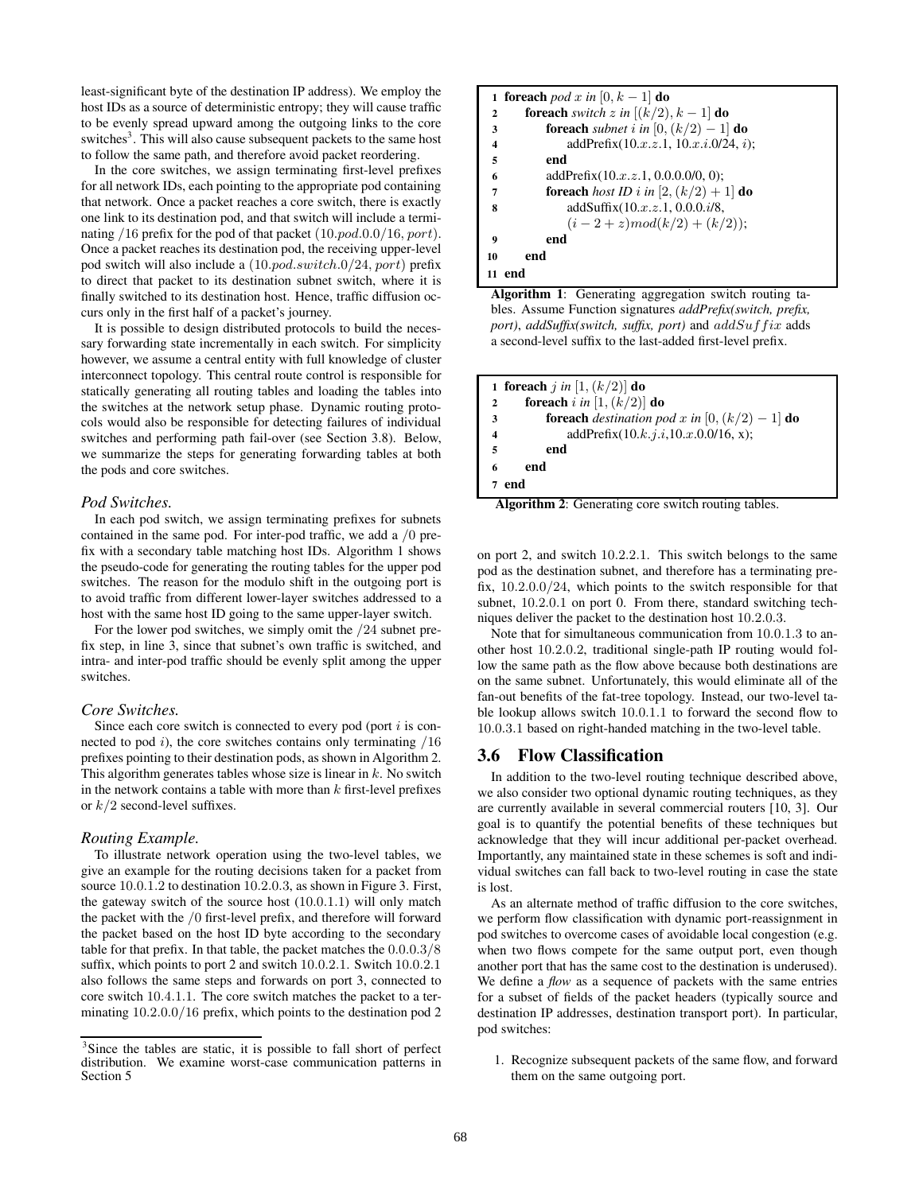least-significant byte of the destination IP address). We employ the host IDs as a source of deterministic entropy; they will cause traffic to be evenly spread upward among the outgoing links to the core switches[3]. This will also cause subsequent packets to the same host to follow the same path, and therefore avoid packet reordering.

In the core switches, we assign terminating first-level prefixes for all network IDs, each pointing to the appropriate pod containing that network. Once a packet reaches a core switch, there is exactly one link to its destination pod, and that switch will include a terminating /16 prefix for the pod of that packet ($10.pod.0.0/16, port$). Once a packet reaches its destination pod, the receiving upper-level pod switch will also include a ($10.pod.switch.0/24, port$) prefix to direct that packet to its destination subnet switch, where it is finally switched to its destination host. Hence, traffic diffusion occurs only in the first half of a packet's journey.

It is possible to design distributed protocols to build the necessary forwarding state incrementally in each switch. For simplicity however, we assume a central entity with full knowledge of cluster interconnect topology. This central route control is responsible for statically generating all routing tables and loading the tables into the switches at the network setup phase. Dynamic routing protocols would also be responsible for detecting failures of individual switches and performing path fail-over (see Section 3.8). Below, we summarize the steps for generating forwarding tables at both the pods and core switches.

### *Pod Switches.*

In each pod switch, we assign terminating prefixes for subnets contained in the same pod. For inter-pod traffic, we add a /0 prefix with a secondary table matching host IDs. Algorithm 1 shows the pseudo-code for generating the routing tables for the upper pod switches. The reason for the modulo shift in the outgoing port is to avoid traffic from different lower-layer switches addressed to a host with the same host ID going to the same upper-layer switch.

For the lower pod switches, we simply omit the /24 subnet prefix step, in line 3, since that subnet's own traffic is switched, and intra- and inter-pod traffic should be evenly split among the upper switches.

### *Core Switches.*

Since each core switch is connected to every pod (port $i$ is connected to pod $i$), the core switches contains only terminating /16 prefixes pointing to their destination pods, as shown in Algorithm 2. This algorithm generates tables whose size is linear in $k$. No switch in the network contains a table with more than $k$ first-level prefixes or $k/2$ second-level suffixes.

### *Routing Example.*

To illustrate network operation using the two-level tables, we give an example for the routing decisions taken for a packet from source 10.0.1.2 to destination 10.2.0.3, as shown in Figure 3. First, the gateway switch of the source host (10.0.1.1) will only match the packet with the /0 first-level prefix, and therefore will forward the packet based on the host ID byte according to the secondary table for that prefix. In that table, the packet matches the 0.0.0.3/8 suffix, which points to port 2 and switch 10.0.2.1. Switch 10.0.2.1 also follows the same steps and forwards on port 3, connected to core switch 10.4.1.1. The core switch matches the packet to a terminating 10.2.0.0/16 prefix, which points to the destination pod 2 on port 2, and switch 10.2.2.1. This switch belongs to the same pod as the destination subnet, and therefore has a terminating prefix, 10.2.0.0/24, which points to the switch responsible for that subnet, 10.2.0.1 on port 0. From there, standard switching techniques deliver the packet to the destination host 10.2.0.3.

Note that for simultaneous communication from 10.0.1.3 to another host 10.2.0.2, traditional single-path IP routing would follow the same path as the flow above because both destinations are on the same subnet. Unfortunately, this would eliminate all of the fan-out benefits of the fat-tree topology. Instead, our two-level table lookup allows switch 10.0.1.1 to forward the second flow to 10.0.3.1 based on right-handed matching in the two-level table.

[3] Since the tables are static, it is possible to fall short of perfect distribution. We examine worst-case communication patterns in Section 5

```
1  foreach pod x in [0, k − 1] do
2      foreach switch z in [(k/2), k − 1] do
3          foreach subnet i in [0, (k/2) − 1] do
4              addPrefix(10.x.z.1, 10.x.i.0/24, i);
5          end
6          addPrefix(10.x.z.1, 0.0.0.0/0, 0);
7          foreach host ID i in [2, (k/2) + 1] do
8              addSuffix(10.x.z.1, 0.0.0.i/8,
                   (i − 2 + z)mod(k/2) + (k/2));
9          end
10     end
11 end
```

**Algorithm 1**: Generating aggregation switch routing tables. Assume Function signatures *addPrefix(switch, prefix, port)*, *addSuffix(switch, suffix, port)* and *addSuffix* adds a second-level suffix to the last-added first-level prefix.

```
1  foreach j in [1, (k/2)] do
2      foreach i in [1, (k/2)] do
3          foreach destination pod x in [0, (k/2) − 1] do
4              addPrefix(10.k.j.i,10.x.0.0/16, x);
5          end
6      end
7  end
```

**Algorithm 2**: Generating core switch routing tables.

## 3.6 Flow Classification

In addition to the two-level routing technique described above, we also consider two optional dynamic routing techniques, as they are currently available in several commercial routers [10, 3]. Our goal is to quantify the potential benefits of these techniques but acknowledge that they will incur additional per-packet overhead. Importantly, any maintained state in these schemes is soft and individual switches can fall back to two-level routing in case the state is lost.

As an alternate method of traffic diffusion to the core switches, we perform flow classification with dynamic port-reassignment in pod switches to overcome cases of avoidable local congestion (e.g. when two flows compete for the same output port, even though another port that has the same cost to the destination is underused). We define a *flow* as a sequence of packets with the same entries for a subset of fields of the packet headers (typically source and destination IP addresses, destination transport port). In particular, pod switches:

1. Recognize subsequent packets of the same flow, and forward them on the same outgoing port.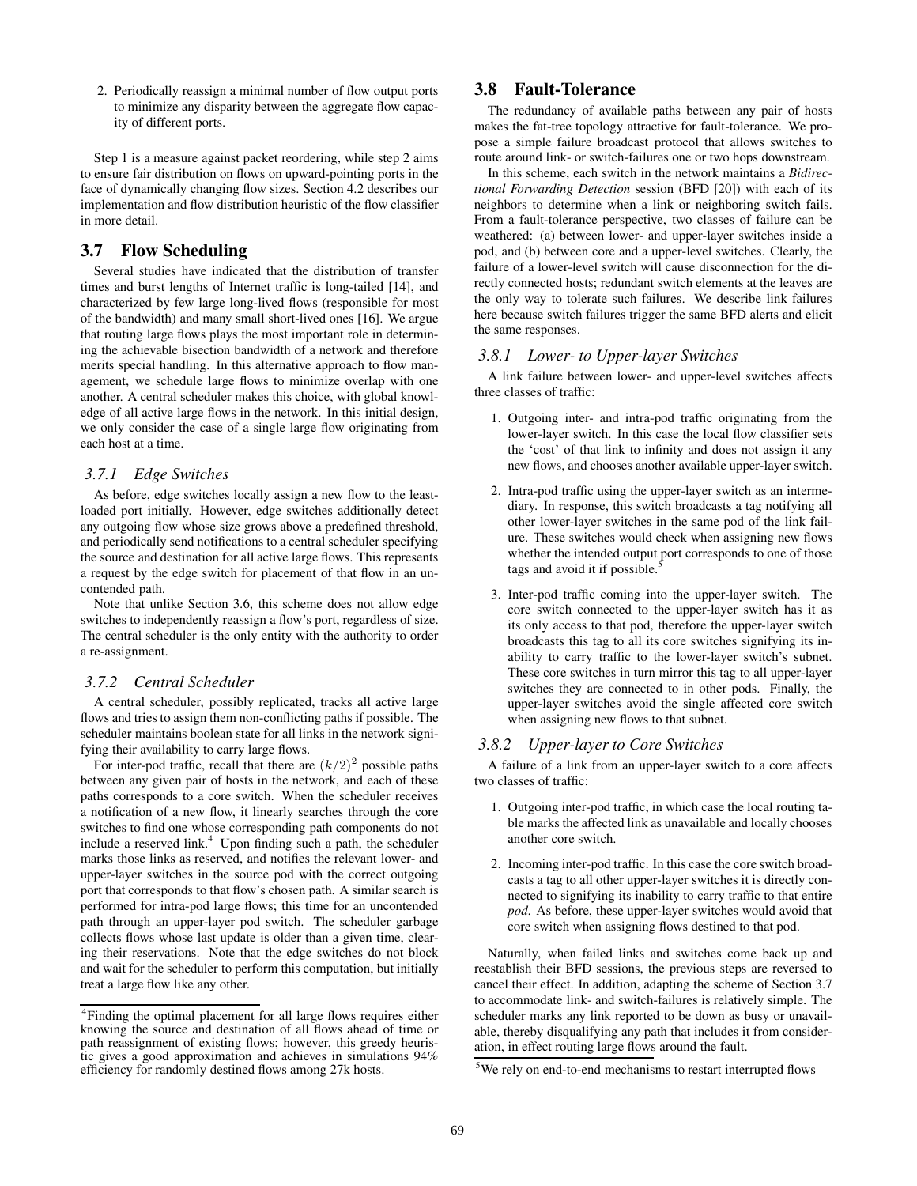2. Periodically reassign a minimal number of flow output ports to minimize any disparity between the aggregate flow capacity of different ports.

Step 1 is a measure against packet reordering, while step 2 aims to ensure fair distribution on flows on upward-pointing ports in the face of dynamically changing flow sizes. Section 4.2 describes our implementation and flow distribution heuristic of the flow classifier in more detail.

## 3.7 Flow Scheduling

Several studies have indicated that the distribution of transfer times and burst lengths of Internet traffic is long-tailed [14], and characterized by few large long-lived flows (responsible for most of the bandwidth) and many small short-lived ones [16]. We argue that routing large flows plays the most important role in determining the achievable bisection bandwidth of a network and therefore merits special handling. In this alternative approach to flow management, we schedule large flows to minimize overlap with one another. A central scheduler makes this choice, with global knowledge of all active large flows in the network. In this initial design, we only consider the case of a single large flow originating from each host at a time.

### 3.7.1 Edge Switches

As before, edge switches locally assign a new flow to the least-loaded port initially. However, edge switches additionally detect any outgoing flow whose size grows above a predefined threshold, and periodically send notifications to a central scheduler specifying the source and destination for all active large flows. This represents a request by the edge switch for placement of that flow in an uncontended path.

Note that unlike Section 3.6, this scheme does not allow edge switches to independently reassign a flow's port, regardless of size. The central scheduler is the only entity with the authority to order a re-assignment.

### 3.7.2 Central Scheduler

A central scheduler, possibly replicated, tracks all active large flows and tries to assign them non-conflicting paths if possible. The scheduler maintains boolean state for all links in the network signifying their availability to carry large flows.

For inter-pod traffic, recall that there are $(k/2)^2$ possible paths between any given pair of hosts in the network, and each of these paths corresponds to a core switch. When the scheduler receives a notification of a new flow, it linearly searches through the core switches to find one whose corresponding path components do not include a reserved link.[4] Upon finding such a path, the scheduler marks those links as reserved, and notifies the relevant lower- and upper-layer switches in the source pod with the correct outgoing port that corresponds to that flow's chosen path. A similar search is performed for intra-pod large flows; this time for an uncontended path through an upper-layer pod switch. The scheduler garbage collects flows whose last update is older than a given time, clearing their reservations. Note that the edge switches do not block and wait for the scheduler to perform this computation, but initially treat a large flow like any other.

[4] Finding the optimal placement for all large flows requires either knowing the source and destination of all flows ahead of time or path reassignment of existing flows; however, this greedy heuristic gives a good approximation and achieves in simulations 94% efficiency for randomly destined flows among 27k hosts.

## 3.8 Fault-Tolerance

The redundancy of available paths between any pair of hosts makes the fat-tree topology attractive for fault-tolerance. We propose a simple failure broadcast protocol that allows switches to route around link- or switch-failures one or two hops downstream.

In this scheme, each switch in the network maintains a *Bidirectional Forwarding Detection* session (BFD [20]) with each of its neighbors to determine when a link or neighboring switch fails. From a fault-tolerance perspective, two classes of failure can be weathered: (a) between lower- and upper-layer switches inside a pod, and (b) between core and a upper-level switches. Clearly, the failure of a lower-level switch will cause disconnection for the directly connected hosts; redundant switch elements at the leaves are the only way to tolerate such failures. We describe link failures here because switch failures trigger the same BFD alerts and elicit the same responses.

### 3.8.1 Lower- to Upper-layer Switches

A link failure between lower- and upper-level switches affects three classes of traffic:

1. Outgoing inter- and intra-pod traffic originating from the lower-layer switch. In this case the local flow classifier sets the 'cost' of that link to infinity and does not assign it any new flows, and chooses another available upper-layer switch.
2. Intra-pod traffic using the upper-layer switch as an intermediary. In response, this switch broadcasts a tag notifying all other lower-layer switches in the same pod of the link failure. These switches would check when assigning new flows whether the intended output port corresponds to one of those tags and avoid it if possible.[5]
3. Inter-pod traffic coming into the upper-layer switch. The core switch connected to the upper-layer switch has it as its only access to that pod, therefore the upper-layer switch broadcasts this tag to all its core switches signifying its inability to carry traffic to the lower-layer switch's subnet. These core switches in turn mirror this tag to all upper-layer switches they are connected to in other pods. Finally, the upper-layer switches avoid the single affected core switch when assigning new flows to that subnet.

### 3.8.2 Upper-layer to Core Switches

A failure of a link from an upper-layer switch to a core affects two classes of traffic:

1. Outgoing inter-pod traffic, in which case the local routing table marks the affected link as unavailable and locally chooses another core switch.
2. Incoming inter-pod traffic. In this case the core switch broadcasts a tag to all other upper-layer switches it is directly connected to signifying its inability to carry traffic to that entire *pod*. As before, these upper-layer switches would avoid that core switch when assigning flows destined to that pod.

Naturally, when failed links and switches come back up and reestablish their BFD sessions, the previous steps are reversed to cancel their effect. In addition, adapting the scheme of Section 3.7 to accommodate link- and switch-failures is relatively simple. The scheduler marks any link reported to be down as busy or unavailable, thereby disqualifying any path that includes it from consideration, in effect routing large flows around the fault.

[5] We rely on end-to-end mechanisms to restart interrupted flows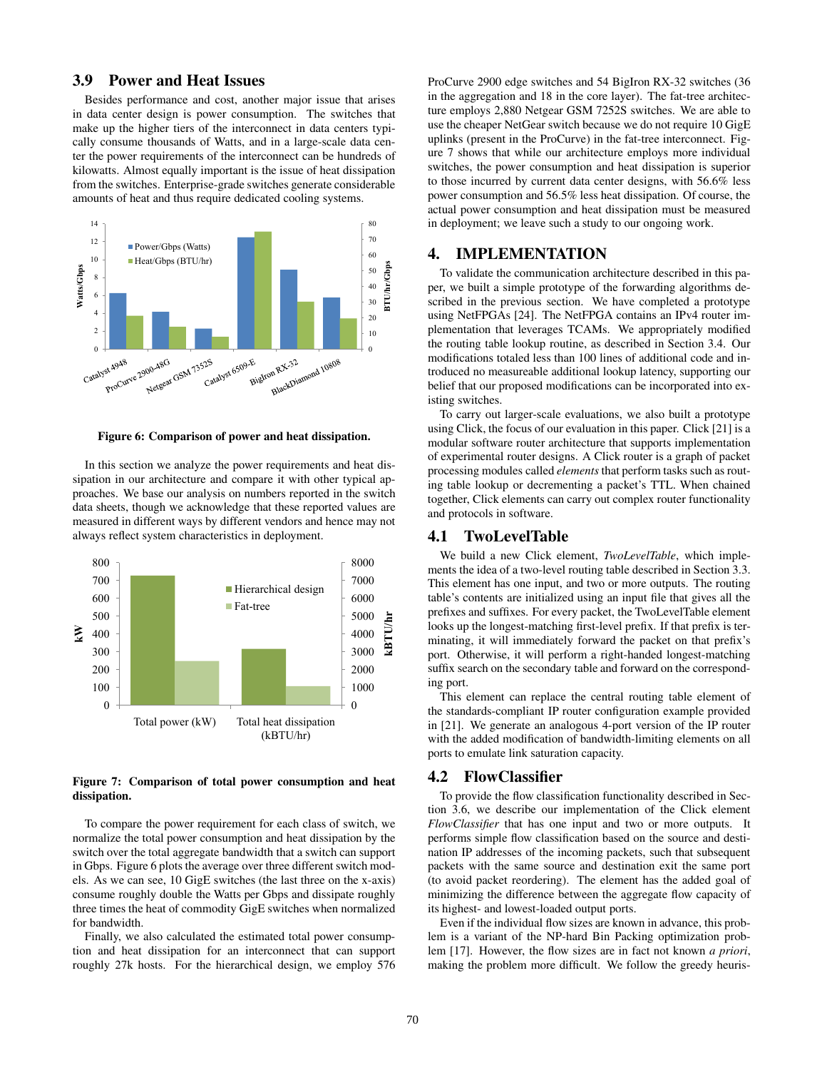### 3.9 Power and Heat Issues

Besides performance and cost, another major issue that arises in data center design is power consumption. The switches that make up the higher tiers of the interconnect in data centers typically consume thousands of Watts, and in a large-scale data center the power requirements of the interconnect can be hundreds of kilowatts. Almost equally important is the issue of heat dissipation from the switches. Enterprise-grade switches generate considerable amounts of heat and thus require dedicated cooling systems.

**Figure 6: Comparison of power and heat dissipation.**

In this section we analyze the power requirements and heat dissipation in our architecture and compare it with other typical approaches. We base our analysis on numbers reported in the switch data sheets, though we acknowledge that these reported values are measured in different ways by different vendors and hence may not always reflect system characteristics in deployment.

**Figure 7: Comparison of total power consumption and heat dissipation.**

To compare the power requirement for each class of switch, we normalize the total power consumption and heat dissipation by the switch over the total aggregate bandwidth that a switch can support in Gbps. Figure 6 plots the average over three different switch models. As we can see, 10 GigE switches (the last three on the x-axis) consume roughly double the Watts per Gbps and dissipate roughly three times the heat of commodity GigE switches when normalized for bandwidth.

Finally, we also calculated the estimated total power consumption and heat dissipation for an interconnect that can support roughly 27k hosts. For the hierarchical design, we employ 576 ProCurve 2900 edge switches and 54 BigIron RX-32 switches (36 in the aggregation and 18 in the core layer). The fat-tree architecture employs 2,880 Netgear GSM 7252S switches. We are able to use the cheaper NetGear switch because we do not require 10 GigE uplinks (present in the ProCurve) in the fat-tree interconnect. Figure 7 shows that while our architecture employs more individual switches, the power consumption and heat dissipation is superior to those incurred by current data center designs, with 56.6% less power consumption and 56.5% less heat dissipation. Of course, the actual power consumption and heat dissipation must be measured in deployment; we leave such a study to our ongoing work.

## 4. IMPLEMENTATION

To validate the communication architecture described in this paper, we built a simple prototype of the forwarding algorithms described in the previous section. We have completed a prototype using NetFPGAs [24]. The NetFPGA contains an IPv4 router implementation that leverages TCAMs. We appropriately modified the routing table lookup routine, as described in Section 3.4. Our modifications totaled less than 100 lines of additional code and introduced no measureable additional lookup latency, supporting our belief that our proposed modifications can be incorporated into existing switches.

To carry out larger-scale evaluations, we also built a prototype using Click, the focus of our evaluation in this paper. Click [21] is a modular software router architecture that supports implementation of experimental router designs. A Click router is a graph of packet processing modules called *elements* that perform tasks such as routing table lookup or decrementing a packet's TTL. When chained together, Click elements can carry out complex router functionality and protocols in software.

### 4.1 TwoLevelTable

We build a new Click element, *TwoLevelTable*, which implements the idea of a two-level routing table described in Section 3.3. This element has one input, and two or more outputs. The routing table's contents are initialized using an input file that gives all the prefixes and suffixes. For every packet, the TwoLevelTable element looks up the longest-matching first-level prefix. If that prefix is terminating, it will immediately forward the packet on that prefix's port. Otherwise, it will perform a right-handed longest-matching suffix search on the secondary table and forward on the corresponding port.

This element can replace the central routing table element of the standards-compliant IP router configuration example provided in [21]. We generate an analogous 4-port version of the IP router with the added modification of bandwidth-limiting elements on all ports to emulate link saturation capacity.

### 4.2 FlowClassifier

To provide the flow classification functionality described in Section 3.6, we describe our implementation of the Click element *FlowClassifier* that has one input and two or more outputs. It performs simple flow classification based on the source and destination IP addresses of the incoming packets, such that subsequent packets with the same source and destination exit the same port (to avoid packet reordering). The element has the added goal of minimizing the difference between the aggregate flow capacity of its highest- and lowest-loaded output ports.

Even if the individual flow sizes are known in advance, this problem is a variant of the NP-hard Bin Packing optimization problem [17]. However, the flow sizes are in fact not known *a priori*, making the problem more difficult. We follow the greedy heuris-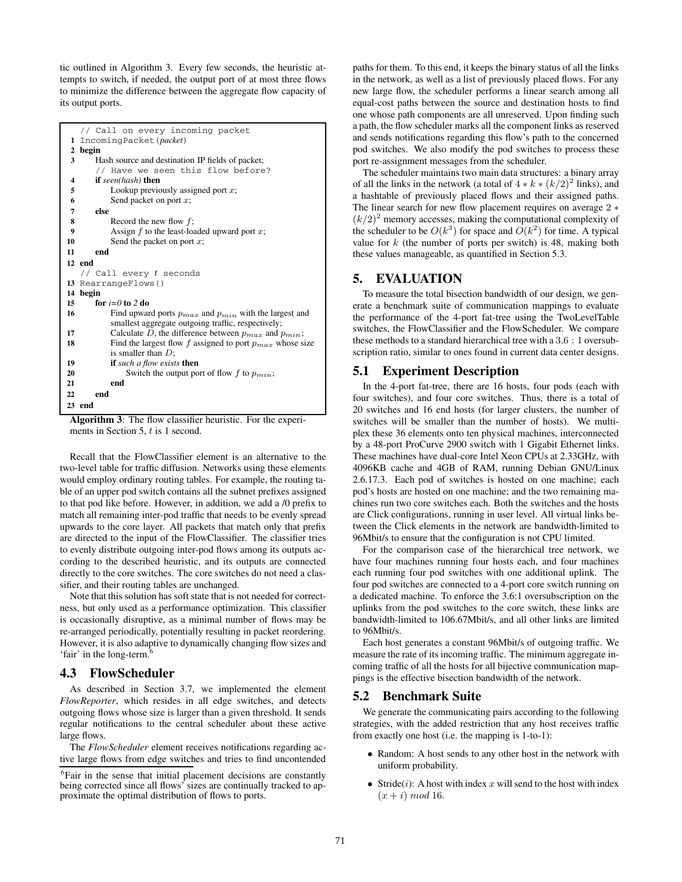tic outlined in Algorithm 3. Every few seconds, the heuristic attempts to switch, if needed, the output port of at most three flows to minimize the difference between the aggregate flow capacity of its output ports.

```
   // Call on every incoming packet
 1 IncomingPacket(packet)
 2 begin
 3     Hash source and destination IP fields of packet;
       // Have we seen this flow before?
 4     if seen(hash) then
 5         Lookup previously assigned port x;
 6         Send packet on port x;
 7     else
 8         Record the new flow f;
 9         Assign f to the least-loaded upward port x;
10         Send the packet on port x;
11     end
12 end
   // Call every t seconds
13 RearrangeFlows()
14 begin
15     for i=0 to 2 do
16         Find upward ports p_max and p_min with the largest and
           smallest aggregate outgoing traffic, respectively;
17         Calculate D, the difference between p_max and p_min;
18         Find the largest flow f assigned to port p_max whose size
           is smaller than D;
19         if such a flow exists then
20             Switch the output port of flow f to p_min;
21         end
22     end
23 end
```

**Algorithm 3**: The flow classifier heuristic. For the experiments in Section 5, $t$ is 1 second.

Recall that the FlowClassifier element is an alternative to the two-level table for traffic diffusion. Networks using these elements would employ ordinary routing tables. For example, the routing table of an upper pod switch contains all the subnet prefixes assigned to that pod like before. However, in addition, we add a /0 prefix to match all remaining inter-pod traffic that needs to be evenly spread upwards to the core layer. All packets that match only that prefix are directed to the input of the FlowClassifier. The classifier tries to evenly distribute outgoing inter-pod flows among its outputs according to the described heuristic, and its outputs are connected directly to the core switches. The core switches do not need a classifier, and their routing tables are unchanged.

Note that this solution has soft state that is not needed for correctness, but only used as a performance optimization. This classifier is occasionally disruptive, as a minimal number of flows may be re-arranged periodically, potentially resulting in packet reordering. However, it is also adaptive to dynamically changing flow sizes and 'fair' in the long-term.[6]

### 4.3 FlowScheduler

As described in Section 3.7, we implemented the element *FlowReporter*, which resides in all edge switches, and detects outgoing flows whose size is larger than a given threshold. It sends regular notifications to the central scheduler about these active large flows.

The *FlowScheduler* element receives notifications regarding active large flows from edge switches and tries to find uncontended paths for them. To this end, it keeps the binary status of all the links in the network, as well as a list of previously placed flows. For any new large flow, the scheduler performs a linear search among all equal-cost paths between the source and destination hosts to find one whose path components are all unreserved. Upon finding such a path, the flow scheduler marks all the component links as reserved and sends notifications regarding this flow's path to the concerned pod switches. We also modify the pod switches to process these port re-assignment messages from the scheduler.

The scheduler maintains two main data structures: a binary array of all the links in the network (a total of $4 * k * (k/2)^2$ links), and a hashtable of previously placed flows and their assigned paths. The linear search for new flow placement requires on average $2 * (k/2)^2$ memory accesses, making the computational complexity of the scheduler to be $O(k^3)$ for space and $O(k^2)$ for time. A typical value for $k$ (the number of ports per switch) is 48, making both these values manageable, as quantified in Section 5.3.

## 5. EVALUATION

To measure the total bisection bandwidth of our design, we generate a benchmark suite of communication mappings to evaluate the performance of the 4-port fat-tree using the TwoLevelTable switches, the FlowClassifier and the FlowScheduler. We compare these methods to a standard hierarchical tree with a $3.6:1$ oversubscription ratio, similar to ones found in current data center designs.

### 5.1 Experiment Description

In the 4-port fat-tree, there are 16 hosts, four pods (each with four switches), and four core switches. Thus, there is a total of 20 switches and 16 end hosts (for larger clusters, the number of switches will be smaller than the number of hosts). We multiplex these 36 elements onto ten physical machines, interconnected by a 48-port ProCurve 2900 switch with 1 Gigabit Ethernet links. These machines have dual-core Intel Xeon CPUs at 2.33GHz, with 4096KB cache and 4GB of RAM, running Debian GNU/Linux 2.6.17.3. Each pod of switches is hosted on one machine; each pod's hosts are hosted on one machine; and the two remaining machines run two core switches each. Both the switches and the hosts are Click configurations, running in user level. All virtual links between the Click elements in the network are bandwidth-limited to 96Mbit/s to ensure that the configuration is not CPU limited.

For the comparison case of the hierarchical tree network, we have four machines running four hosts each, and four machines each running four pod switches with one additional uplink. The four pod switches are connected to a 4-port core switch running on a dedicated machine. To enforce the 3.6:1 oversubscription on the uplinks from the pod switches to the core switch, these links are bandwidth-limited to 106.67Mbit/s, and all other links are limited to 96Mbit/s.

Each host generates a constant 96Mbit/s of outgoing traffic. We measure the rate of its incoming traffic. The minimum aggregate incoming traffic of all the hosts for all bijective communication mappings is the effective bisection bandwidth of the network.

### 5.2 Benchmark Suite

We generate the communicating pairs according to the following strategies, with the added restriction that any host receives traffic from exactly one host (i.e. the mapping is 1-to-1):

- Random: A host sends to any other host in the network with uniform probability.
- Stride($i$): A host with index $x$ will send to the host with index $(x + i)\ mod\ 16$.

[6] Fair in the sense that initial placement decisions are constantly being corrected since all flows' sizes are continually tracked to approximate the optimal distribution of flows to ports.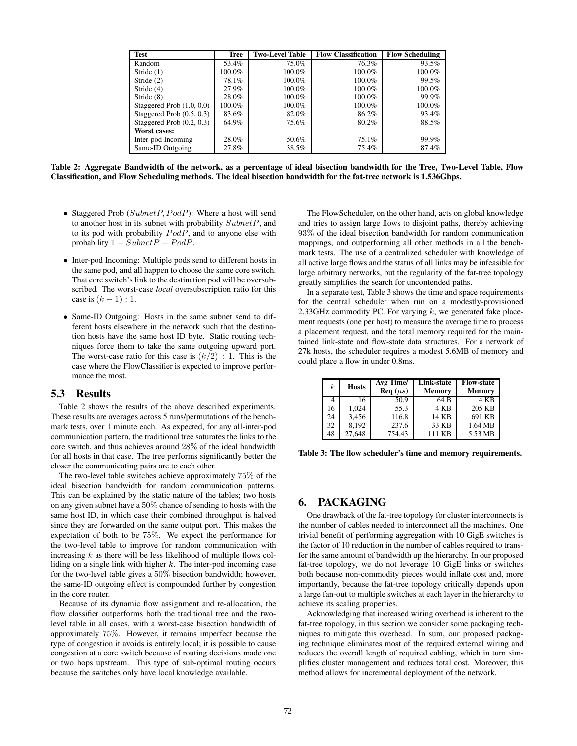| Test | Tree | Two-Level Table | Flow Classification | Flow Scheduling |
|---|---|---|---|---|
| Random | 53.4% | 75.0% | 76.3% | 93.5% |
| Stride (1) | 100.0% | 100.0% | 100.0% | 100.0% |
| Stride (2) | 78.1% | 100.0% | 100.0% | 99.5% |
| Stride (4) | 27.9% | 100.0% | 100.0% | 100.0% |
| Stride (8) | 28.0% | 100.0% | 100.0% | 99.9% |
| Staggered Prob (1.0, 0.0) | 100.0% | 100.0% | 100.0% | 100.0% |
| Staggered Prob (0.5, 0.3) | 83.6% | 82.0% | 86.2% | 93.4% |
| Staggered Prob (0.2, 0.3) | 64.9% | 75.6% | 80.2% | 88.5% |
| **Worst cases:** | | | | |
| Inter-pod Incoming | 28.0% | 50.6% | 75.1% | 99.9% |
| Same-ID Outgoing | 27.8% | 38.5% | 75.4% | 87.4% |

**Table 2: Aggregate Bandwidth of the network, as a percentage of ideal bisection bandwidth for the Tree, Two-Level Table, Flow Classification, and Flow Scheduling methods. The ideal bisection bandwidth for the fat-tree network is 1.536Gbps.**

- Staggered Prob ($SubnetP$, $PodP$): Where a host will send to another host in its subnet with probability $SubnetP$, and to its pod with probability $PodP$, and to anyone else with probability $1 - SubnetP - PodP$.
- Inter-pod Incoming: Multiple pods send to different hosts in the same pod, and all happen to choose the same core switch. That core switch's link to the destination pod will be oversubscribed. The worst-case *local* oversubscription ratio for this case is $(k-1):1$.
- Same-ID Outgoing: Hosts in the same subnet send to different hosts elsewhere in the network such that the destination hosts have the same host ID byte. Static routing techniques force them to take the same outgoing upward port. The worst-case ratio for this case is $(k/2):1$. This is the case where the FlowClassifier is expected to improve performance the most.

## 5.3 Results

Table 2 shows the results of the above described experiments. These results are averages across 5 runs/permutations of the benchmark tests, over 1 minute each. As expected, for any all-inter-pod communication pattern, the traditional tree saturates the links to the core switch, and thus achieves around 28% of the ideal bandwidth for all hosts in that case. The tree performs significantly better the closer the communicating pairs are to each other.

The two-level table switches achieve approximately 75% of the ideal bisection bandwidth for random communication patterns. This can be explained by the static nature of the tables; two hosts on any given subnet have a 50% chance of sending to hosts with the same host ID, in which case their combined throughput is halved since they are forwarded on the same output port. This makes the expectation of both to be 75%. We expect the performance for the two-level table to improve for random communication with increasing $k$ as there will be less likelihood of multiple flows colliding on a single link with higher $k$. The inter-pod incoming case for the two-level table gives a 50% bisection bandwidth; however, the same-ID outgoing effect is compounded further by congestion in the core router.

Because of its dynamic flow assignment and re-allocation, the flow classifier outperforms both the traditional tree and the two-level table in all cases, with a worst-case bisection bandwidth of approximately 75%. However, it remains imperfect because the type of congestion it avoids is entirely local; it is possible to cause congestion at a core switch because of routing decisions made one or two hops upstream. This type of sub-optimal routing occurs because the switches only have local knowledge available.

The FlowScheduler, on the other hand, acts on global knowledge and tries to assign large flows to disjoint paths, thereby achieving 93% of the ideal bisection bandwidth for random communication mappings, and outperforming all other methods in all the benchmark tests. The use of a centralized scheduler with knowledge of all active large flows and the status of all links may be infeasible for large arbitrary networks, but the regularity of the fat-tree topology greatly simplifies the search for uncontended paths.

In a separate test, Table 3 shows the time and space requirements for the central scheduler when run on a modestly-provisioned 2.33GHz commodity PC. For varying $k$, we generated fake placement requests (one per host) to measure the average time to process a placement request, and the total memory required for the maintained link-state and flow-state data structures. For a network of 27k hosts, the scheduler requires a modest 5.6MB of memory and could place a flow in under 0.8ms.

| $k$ | Hosts | Avg Time/ Req ($\mu s$) | Link-state Memory | Flow-state Memory |
|---|---|---|---|---|
| 4 | 16 | 50.9 | 64 B | 4 KB |
| 16 | 1,024 | 55.3 | 4 KB | 205 KB |
| 24 | 3,456 | 116.8 | 14 KB | 691 KB |
| 32 | 8,192 | 237.6 | 33 KB | 1.64 MB |
| 48 | 27,648 | 754.43 | 111 KB | 5.53 MB |

**Table 3: The flow scheduler's time and memory requirements.**

# 6. PACKAGING

One drawback of the fat-tree topology for cluster interconnects is the number of cables needed to interconnect all the machines. One trivial benefit of performing aggregation with 10 GigE switches is the factor of 10 reduction in the number of cables required to transfer the same amount of bandwidth up the hierarchy. In our proposed fat-tree topology, we do not leverage 10 GigE links or switches both because non-commodity pieces would inflate cost and, more importantly, because the fat-tree topology critically depends upon a large fan-out to multiple switches at each layer in the hierarchy to achieve its scaling properties.

Acknowledging that increased wiring overhead is inherent to the fat-tree topology, in this section we consider some packaging techniques to mitigate this overhead. In sum, our proposed packaging technique eliminates most of the required external wiring and reduces the overall length of required cabling, which in turn simplifies cluster management and reduces total cost. Moreover, this method allows for incremental deployment of the network.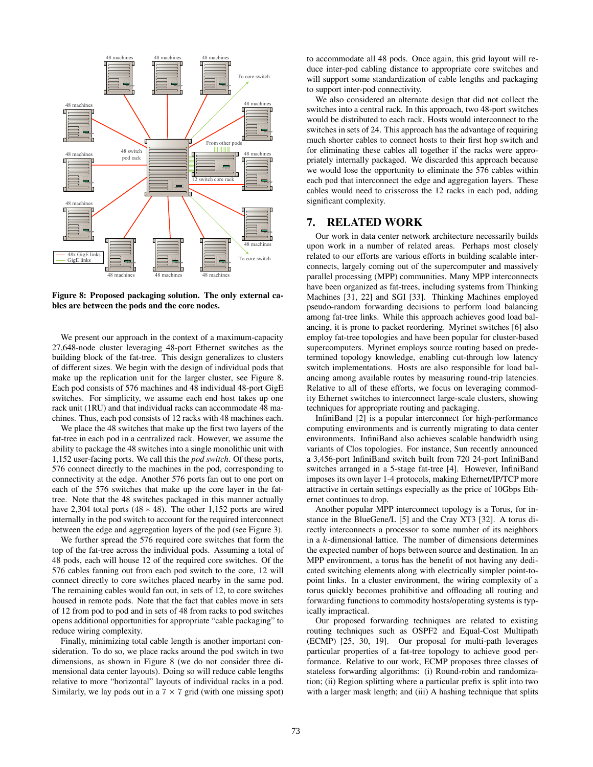**Figure 8: Proposed packaging solution. The only external cables are between the pods and the core nodes.**

We present our approach in the context of a maximum-capacity 27,648-node cluster leveraging 48-port Ethernet switches as the building block of the fat-tree. This design generalizes to clusters of different sizes. We begin with the design of individual pods that make up the replication unit for the larger cluster, see Figure 8. Each pod consists of 576 machines and 48 individual 48-port GigE switches. For simplicity, we assume each end host takes up one rack unit (1RU) and that individual racks can accommodate 48 machines. Thus, each pod consists of 12 racks with 48 machines each.

We place the 48 switches that make up the first two layers of the fat-tree in each pod in a centralized rack. However, we assume the ability to package the 48 switches into a single monolithic unit with 1,152 user-facing ports. We call this the *pod switch*. Of these ports, 576 connect directly to the machines in the pod, corresponding to connectivity at the edge. Another 576 ports fan out to one port on each of the 576 switches that make up the core layer in the fat-tree. Note that the 48 switches packaged in this manner actually have 2,304 total ports ($48 * 48$). The other 1,152 ports are wired internally in the pod switch to account for the required interconnect between the edge and aggregation layers of the pod (see Figure 3).

We further spread the 576 required core switches that form the top of the fat-tree across the individual pods. Assuming a total of 48 pods, each will house 12 of the required core switches. Of the 576 cables fanning out from each pod switch to the core, 12 will connect directly to core switches placed nearby in the same pod. The remaining cables would fan out, in sets of 12, to core switches housed in remote pods. Note that the fact that cables move in sets of 12 from pod to pod and in sets of 48 from racks to pod switches opens additional opportunities for appropriate "cable packaging" to reduce wiring complexity.

Finally, minimizing total cable length is another important consideration. To do so, we place racks around the pod switch in two dimensions, as shown in Figure 8 (we do not consider three dimensional data center layouts). Doing so will reduce cable lengths relative to more "horizontal" layouts of individual racks in a pod. Similarly, we lay pods out in a $7 \times 7$ grid (with one missing spot) to accommodate all 48 pods. Once again, this grid layout will reduce inter-pod cabling distance to appropriate core switches and will support some standardization of cable lengths and packaging to support inter-pod connectivity.

We also considered an alternate design that did not collect the switches into a central rack. In this approach, two 48-port switches would be distributed to each rack. Hosts would interconnect to the switches in sets of 24. This approach has the advantage of requiring much shorter cables to connect hosts to their first hop switch and for eliminating these cables all together if the racks were appropriately internally packaged. We discarded this approach because we would lose the opportunity to eliminate the 576 cables within each pod that interconnect the edge and aggregation layers. These cables would need to crisscross the 12 racks in each pod, adding significant complexity.

## 7. RELATED WORK

Our work in data center network architecture necessarily builds upon work in a number of related areas. Perhaps most closely related to our efforts are various efforts in building scalable interconnects, largely coming out of the supercomputer and massively parallel processing (MPP) communities. Many MPP interconnects have been organized as fat-trees, including systems from Thinking Machines [31, 22] and SGI [33]. Thinking Machines employed pseudo-random forwarding decisions to perform load balancing among fat-tree links. While this approach achieves good load balancing, it is prone to packet reordering. Myrinet switches [6] also employ fat-tree topologies and have been popular for cluster-based supercomputers. Myrinet employs source routing based on predetermined topology knowledge, enabling cut-through low latency switch implementations. Hosts are also responsible for load balancing among available routes by measuring round-trip latencies. Relative to all of these efforts, we focus on leveraging commodity Ethernet switches to interconnect large-scale clusters, showing techniques for appropriate routing and packaging.

InfiniBand [2] is a popular interconnect for high-performance computing environments and is currently migrating to data center environments. InfiniBand also achieves scalable bandwidth using variants of Clos topologies. For instance, Sun recently announced a 3,456-port InfiniBand switch built from 720 24-port InfiniBand switches arranged in a 5-stage fat-tree [4]. However, InfiniBand imposes its own layer 1-4 protocols, making Ethernet/IP/TCP more attractive in certain settings especially as the price of 10Gbps Ethernet continues to drop.

Another popular MPP interconnect topology is a Torus, for instance in the BlueGene/L [5] and the Cray XT3 [32]. A torus directly interconnects a processor to some number of its neighbors in a $k$-dimensional lattice. The number of dimensions determines the expected number of hops between source and destination. In an MPP environment, a torus has the benefit of not having any dedicated switching elements along with electrically simpler point-to-point links. In a cluster environment, the wiring complexity of a torus quickly becomes prohibitive and offloading all routing and forwarding functions to commodity hosts/operating systems is typically impractical.

Our proposed forwarding techniques are related to existing routing techniques such as OSPF2 and Equal-Cost Multipath (ECMP) [25, 30, 19]. Our proposal for multi-path leverages particular properties of a fat-tree topology to achieve good performance. Relative to our work, ECMP proposes three classes of stateless forwarding algorithms: (i) Round-robin and randomization; (ii) Region splitting where a particular prefix is split into two with a larger mask length; and (iii) A hashing technique that splits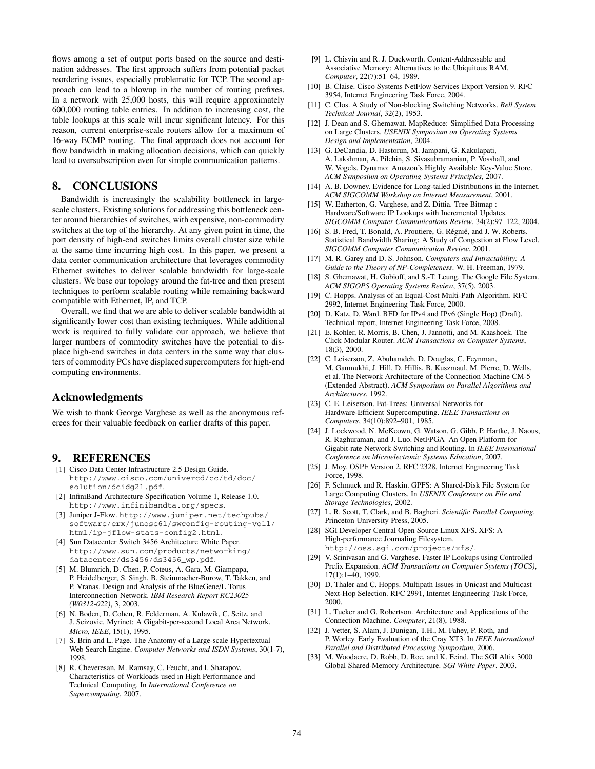flows among a set of output ports based on the source and destination addresses. The first approach suffers from potential packet reordering issues, especially problematic for TCP. The second approach can lead to a blowup in the number of routing prefixes. In a network with 25,000 hosts, this will require approximately 600,000 routing table entries. In addition to increasing cost, the table lookups at this scale will incur significant latency. For this reason, current enterprise-scale routers allow for a maximum of 16-way ECMP routing. The final approach does not account for flow bandwidth in making allocation decisions, which can quickly lead to oversubscription even for simple communication patterns.

## 8. CONCLUSIONS

Bandwidth is increasingly the scalability bottleneck in large-scale clusters. Existing solutions for addressing this bottleneck center around hierarchies of switches, with expensive, non-commodity switches at the top of the hierarchy. At any given point in time, the port density of high-end switches limits overall cluster size while at the same time incurring high cost. In this paper, we present a data center communication architecture that leverages commodity Ethernet switches to deliver scalable bandwidth for large-scale clusters. We base our topology around the fat-tree and then present techniques to perform scalable routing while remaining backward compatible with Ethernet, IP, and TCP.

Overall, we find that we are able to deliver scalable bandwidth at significantly lower cost than existing techniques. While additional work is required to fully validate our approach, we believe that larger numbers of commodity switches have the potential to displace high-end switches in data centers in the same way that clusters of commodity PCs have displaced supercomputers for high-end computing environments.

## Acknowledgments

We wish to thank George Varghese as well as the anonymous referees for their valuable feedback on earlier drafts of this paper.

## 9. REFERENCES

[1] Cisco Data Center Infrastructure 2.5 Design Guide. `http://www.cisco.com/univercd/cc/td/doc/solution/dcidg21.pdf`.

[2] InfiniBand Architecture Specification Volume 1, Release 1.0. `http://www.infinibandta.org/specs`.

[3] Juniper J-Flow. `http://www.juniper.net/techpubs/software/erx/junose61/swconfig-routing-vol1/html/ip-jflow-stats-config2.html`.

[4] Sun Datacenter Switch 3456 Architecture White Paper. `http://www.sun.com/products/networking/datacenter/ds3456/ds3456_wp.pdf`.

[5] M. Blumrich, D. Chen, P. Coteus, A. Gara, M. Giampapa, P. Heidelberger, S. Singh, B. Steinmacher-Burow, T. Takken, and P. Vranas. Design and Analysis of the BlueGene/L Torus Interconnection Network. *IBM Research Report RC23025 (W0312-022)*, 3, 2003.

[6] N. Boden, D. Cohen, R. Felderman, A. Kulawik, C. Seitz, and J. Seizovic. Myrinet: A Gigabit-per-second Local Area Network. *Micro, IEEE*, 15(1), 1995.

[7] S. Brin and L. Page. The Anatomy of a Large-scale Hypertextual Web Search Engine. *Computer Networks and ISDN Systems*, 30(1-7), 1998.

[8] R. Cheveresan, M. Ramsay, C. Feucht, and I. Sharapov. Characteristics of Workloads used in High Performance and Technical Computing. In *International Conference on Supercomputing*, 2007.

[9] L. Chisvin and R. J. Duckworth. Content-Addressable and Associative Memory: Alternatives to the Ubiquitous RAM. *Computer*, 22(7):51–64, 1989.

[10] B. Claise. Cisco Systems NetFlow Services Export Version 9. RFC 3954, Internet Engineering Task Force, 2004.

[11] C. Clos. A Study of Non-blocking Switching Networks. *Bell System Technical Journal*, 32(2), 1953.

[12] J. Dean and S. Ghemawat. MapReduce: Simplified Data Processing on Large Clusters. *USENIX Symposium on Operating Systems Design and Implementation*, 2004.

[13] G. DeCandia, D. Hastorun, M. Jampani, G. Kakulapati, A. Lakshman, A. Pilchin, S. Sivasubramanian, P. Vosshall, and W. Vogels. Dynamo: Amazon's Highly Available Key-Value Store. *ACM Symposium on Operating Systems Principles*, 2007.

[14] A. B. Downey. Evidence for Long-tailed Distributions in the Internet. *ACM SIGCOMM Workshop on Internet Measurement*, 2001.

[15] W. Eatherton, G. Varghese, and Z. Dittia. Tree Bitmap : Hardware/Software IP Lookups with Incremental Updates. *SIGCOMM Computer Communications Review*, 34(2):97–122, 2004.

[16] S. B. Fred, T. Bonald, A. Proutiere, G. Régnié, and J. W. Roberts. Statistical Bandwidth Sharing: A Study of Congestion at Flow Level. *SIGCOMM Computer Communication Review*, 2001.

[17] M. R. Garey and D. S. Johnson. *Computers and Intractability: A Guide to the Theory of NP-Completeness*. W. H. Freeman, 1979.

[18] S. Ghemawat, H. Gobioff, and S.-T. Leung. The Google File System. *ACM SIGOPS Operating Systems Review*, 37(5), 2003.

[19] C. Hopps. Analysis of an Equal-Cost Multi-Path Algorithm. RFC 2992, Internet Engineering Task Force, 2000.

[20] D. Katz, D. Ward. BFD for IPv4 and IPv6 (Single Hop) (Draft). Technical report, Internet Engineering Task Force, 2008.

[21] E. Kohler, R. Morris, B. Chen, J. Jannotti, and M. Kaashoek. The Click Modular Router. *ACM Transactions on Computer Systems*, 18(3), 2000.

[22] C. Leiserson, Z. Abuhamdeh, D. Douglas, C. Feynman, M. Ganmukhi, J. Hill, D. Hillis, B. Kuszmaul, M. Pierre, D. Wells, et al. The Network Architecture of the Connection Machine CM-5 (Extended Abstract). *ACM Symposium on Parallel Algorithms and Architectures*, 1992.

[23] C. E. Leiserson. Fat-Trees: Universal Networks for Hardware-Efficient Supercomputing. *IEEE Transactions on Computers*, 34(10):892–901, 1985.

[24] J. Lockwood, N. McKeown, G. Watson, G. Gibb, P. Hartke, J. Naous, R. Raghuraman, and J. Luo. NetFPGA–An Open Platform for Gigabit-rate Network Switching and Routing. In *IEEE International Conference on Microelectronic Systems Education*, 2007.

[25] J. Moy. OSPF Version 2. RFC 2328, Internet Engineering Task Force, 1998.

[26] F. Schmuck and R. Haskin. GPFS: A Shared-Disk File System for Large Computing Clusters. In *USENIX Conference on File and Storage Technologies*, 2002.

[27] L. R. Scott, T. Clark, and B. Bagheri. *Scientific Parallel Computing*. Princeton University Press, 2005.

[28] SGI Developer Central Open Source Linux XFS. XFS: A High-performance Journaling Filesystem. `http://oss.sgi.com/projects/xfs/`.

[29] V. Srinivasan and G. Varghese. Faster IP Lookups using Controlled Prefix Expansion. *ACM Transactions on Computer Systems (TOCS)*, 17(1):1–40, 1999.

[30] D. Thaler and C. Hopps. Multipath Issues in Unicast and Multicast Next-Hop Selection. RFC 2991, Internet Engineering Task Force, 2000.

[31] L. Tucker and G. Robertson. Architecture and Applications of the Connection Machine. *Computer*, 21(8), 1988.

[32] J. Vetter, S. Alam, J. Dunigan, T.H., M. Fahey, P. Roth, and P. Worley. Early Evaluation of the Cray XT3. In *IEEE International Parallel and Distributed Processing Symposium*, 2006.

[33] M. Woodacre, D. Robb, D. Roe, and K. Feind. The SGI Altix 3000 Global Shared-Memory Architecture. *SGI White Paper*, 2003.